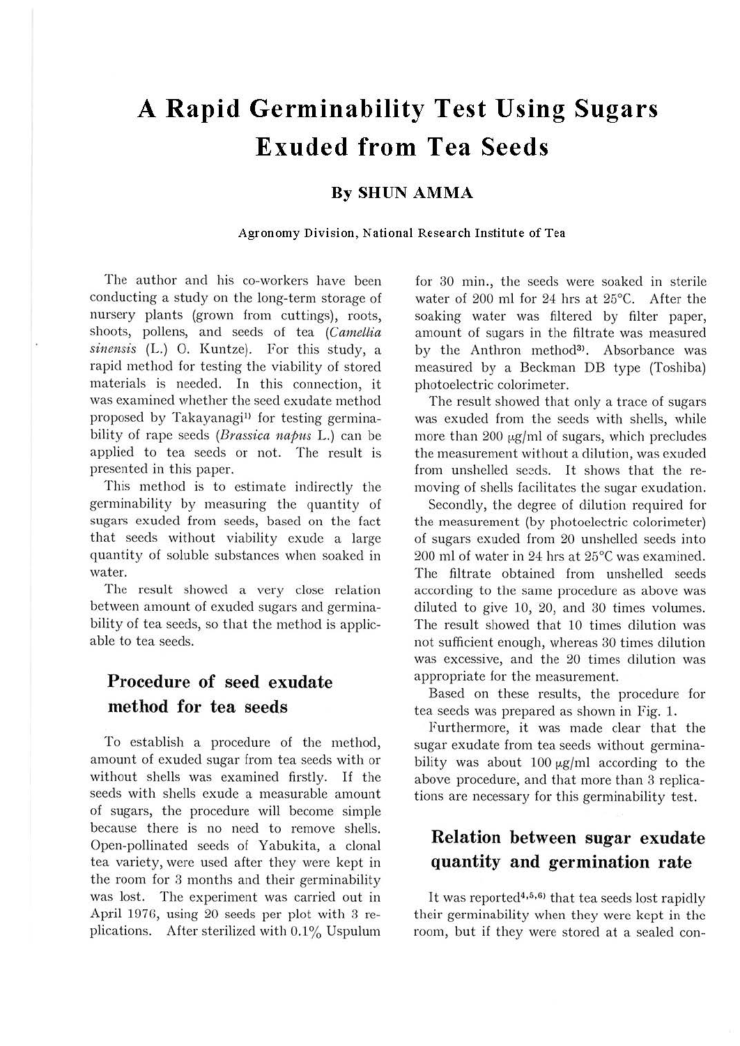# A Rapid Germinability Test Using Sugars Exuded from Tea Seeds

**By SHUN AMMA**

Agronomy Division, National Research Institute of Tea

The author and his co-workers have been conducting a study on the long-term storage of nursery plants (grown from cuttings), roots, shoots, pollens, and seeds of tea (*Camellia sinensis* (L.) O. Kuntze). For this study, a rapid method for testing the viability of stored materials is needed. In this connection, it was examined whether the seed exudate method proposed by Takayanagi[1] for testing germinability of rape seeds (*Brassica napus* L.) can be applied to tea seeds or not. The result is presented in this paper.

This method is to estimate indirectly the germinability by measuring the quantity of sugars exuded from seeds, based on the fact that seeds without viability exude a large quantity of soluble substances when soaked in water.

The result showed a very close relation between amount of exuded sugars and germinability of tea seeds, so that the method is applicable to tea seeds.

## Procedure of seed exudate method for tea seeds

To establish a procedure of the method, amount of exuded sugar from tea seeds with or without shells was examined firstly. If the seeds with shells exude a measurable amount of sugars, the procedure will become simple because there is no need to remove shells. Open-pollinated seeds of Yabukita, a clonal tea variety, were used after they were kept in the room for 3 months and their germinability was lost. The experiment was carried out in April 1976, using 20 seeds per plot with 3 replications. After sterilized with 0.1% Uspulum for 30 min., the seeds were soaked in sterile water of 200 ml for 24 hrs at 25°C. After the soaking water was filtered by filter paper, amount of sugars in the filtrate was measured by the Anthron method[3]. Absorbance was measured by a Beckman DB type (Toshiba) photoelectric colorimeter.

The result showed that only a trace of sugars was exuded from the seeds with shells, while more than 200 μg/ml of sugars, which precludes the measurement without a dilution, was exuded from unshelled seeds. It shows that the removing of shells facilitates the sugar exudation.

Secondly, the degree of dilution required for the measurement (by photoelectric colorimeter) of sugars exuded from 20 unshelled seeds into 200 ml of water in 24 hrs at 25°C was examined. The filtrate obtained from unshelled seeds according to the same procedure as above was diluted to give 10, 20, and 30 times volumes. The result showed that 10 times dilution was not sufficient enough, whereas 30 times dilution was excessive, and the 20 times dilution was appropriate for the measurement.

Based on these results, the procedure for tea seeds was prepared as shown in Fig. 1.

Furthermore, it was made clear that the sugar exudate from tea seeds without germinability was about 100 μg/ml according to the above procedure, and that more than 3 replications are necessary for this germinability test.

## Relation between sugar exudate quantity and germination rate

It was reported[4,5,6] that tea seeds lost rapidly their germinability when they were kept in the room, but if they were stored at a sealed con-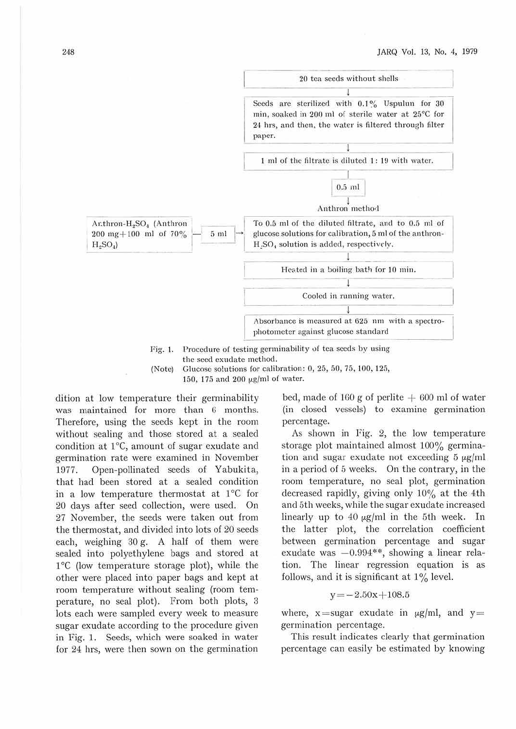20 tea seeds without shells

↓

Seeds are sterilized with 0.1% Uspulun for 30 min, soaked in 200 ml of sterile water at 25°C for 24 hrs, and then, the water is filtered through filter paper.

↓

1 ml of the filtrate is diluted 1 : 19 with water.

0.5 ml

↓

Anthron method

Anthron-$H_2SO_4$ (Anthron 200 mg + 100 ml of 70% $H_2SO_4$) — 5 ml → To 0.5 ml of the diluted filtrate, and to 0.5 ml of glucose solutions for calibration, 5 ml of the anthron-$H_2SO_4$ solution is added, respectively.

↓

Heated in a boiling bath for 10 min.

↓

Cooled in running water.

↓

Absorbance is measured at 625 nm with a spectrophotometer against glucose standard

Fig. 1. Procedure of testing germinability of tea seeds by using the seed exudate method.

(Note) Glucose solutions for calibration: 0, 25, 50, 75, 100, 125, 150, 175 and 200 μg/ml of water.

dition at low temperature their germinability was maintained for more than 6 months. Therefore, using the seeds kept in the room without sealing and those stored at a sealed condition at 1°C, amount of sugar exudate and germination rate were examined in November 1977. Open-pollinated seeds of Yabukita, that had been stored at a sealed condition in a low temperature thermostat at 1°C for 20 days after seed collection, were used. On 27 November, the seeds were taken out from the thermostat, and divided into lots of 20 seeds each, weighing 30 g. A half of them were sealed into polyethylene bags and stored at 1°C (low temperature storage plot), while the other were placed into paper bags and kept at room temperature without sealing (room temperature, no seal plot). From both plots, 3 lots each were sampled every week to measure sugar exudate according to the procedure given in Fig. 1. Seeds, which were soaked in water for 24 hrs, were then sown on the germination bed, made of 160 g of perlite + 600 ml of water (in closed vessels) to examine germination percentage.

As shown in Fig. 2, the low temperature storage plot maintained almost 100% germination and sugar exudate not exceeding 5 μg/ml in a period of 5 weeks. On the contrary, in the room temperature, no seal plot, germination decreased rapidly, giving only 10% at the 4th and 5th weeks, while the sugar exudate increased linearly up to 40 μg/ml in the 5th week. In the latter plot, the correlation coefficient between germination percentage and sugar exudate was −0.994**, showing a linear relation. The linear regression equation is as follows, and it is significant at 1% level.

$$y = -2.50x + 108.5$$

where, x = sugar exudate in μg/ml, and y = germination percentage.

This result indicates clearly that germination percentage can easily be estimated by knowing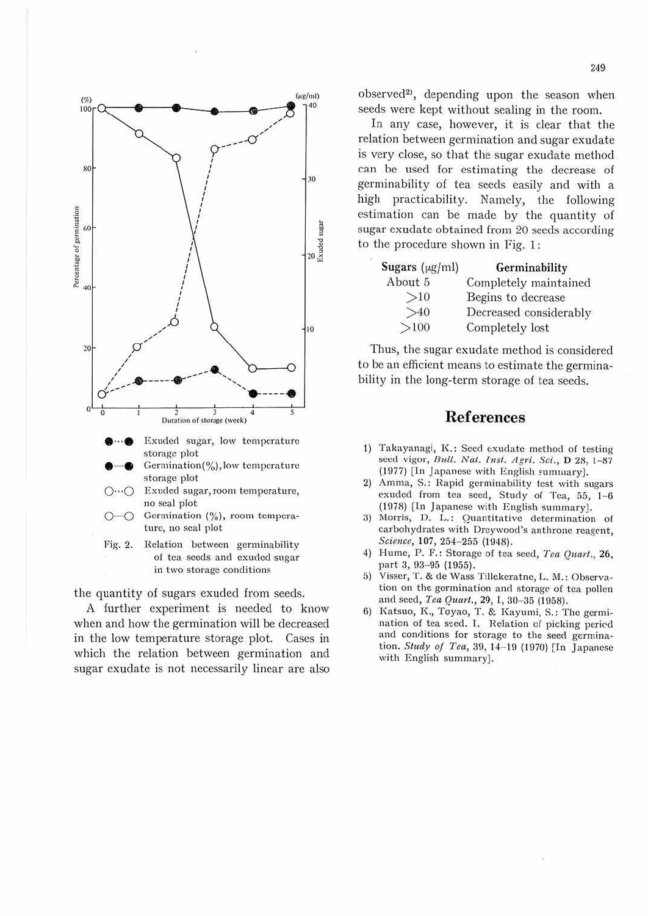(%)

100

80

60

40

20

0

Percentage of germination

(μg/ml)

40

30

20

10

Exuded sugar

0 1 2 3 4 5

Duration of storage (week)

●···● Exuded sugar, low temperature storage plot

●—● Germination(%), low temperature storage plot

○···○ Exuded sugar, room temperature, no seal plot

○—○ Germination (%), room temperature, no seal plot

Fig. 2. Relation between germinability of tea seeds and exuded sugar in two storage conditions

the quantity of sugars exuded from seeds.

A further experiment is needed to know when and how the germination will be decreased in the low temperature storage plot. Cases in which the relation between germination and sugar exudate is not necessarily linear are also observed[2], depending upon the season when seeds were kept without sealing in the room.

In any case, however, it is clear that the relation between germination and sugar exudate is very close, so that the sugar exudate method can be used for estimating the decrease of germinability of tea seeds easily and with a high practicability. Namely, the following estimation can be made by the quantity of sugar exudate obtained from 20 seeds according to the procedure shown in Fig. 1:

| Sugars (μg/ml) | Germinability |
|---|---|
| About 5 | Completely maintained |
| >10 | Begins to decrease |
| >40 | Decreased considerably |
| >100 | Completely lost |

Thus, the sugar exudate method is considered to be an efficient means to estimate the germinability in the long-term storage of tea seeds.

## References

1) Takayanagi, K.: Seed exudate method of testing seed vigor, *Bull. Nat. Inst. Agri. Sci.*, **D 28**, 1–87 (1977) [In Japanese with English summary].
2) Amma, S.: Rapid germinability test with sugars exuded from tea seed, Study of Tea, 55, 1–6 (1978) [In Japanese with English summary].
3) Morris, D. L.: Quantitative determination of carbohydrates with Dreywood's anthrone reagent, *Science*, **107**, 254–255 (1948).
4) Hume, P. F.: Storage of tea seed, *Tea Quart.*, **26**, part 3, 93–95 (1955).
5) Visser, T. & de Wass Tillekeratne, L. M.: Observation on the germination and storage of tea pollen and seed, *Tea Quart.*, **29**, I, 30–35 (1958).
6) Katsuo, K., Toyao, T. & Kayumi, S.: The germination of tea seed. I. Relation of picking period and conditions for storage to the seed germination. *Study of Tea*, 39, 14–19 (1970) [In Japanese with English summary].